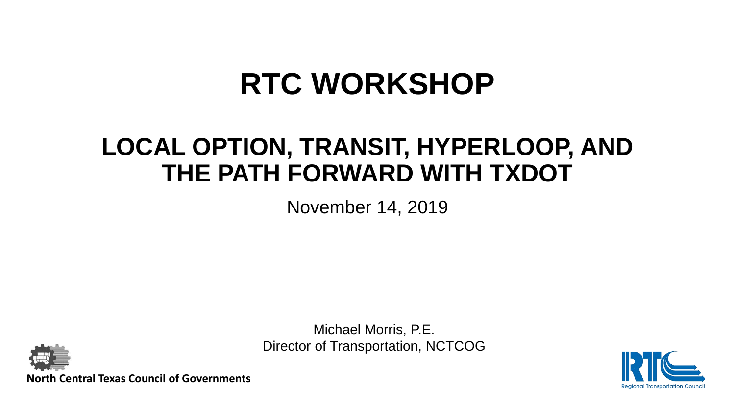# RTC WORKSHOP

## LOCAL OPTION, TRANSIT, HYPERLOOP, AND THE PATH FORWARD WITH TXDOT

November 14, 2019

Michael Morris, P.E.
Director of Transportation, NCTCOG

**North Central Texas Council of Governments**

Regional Transportation Council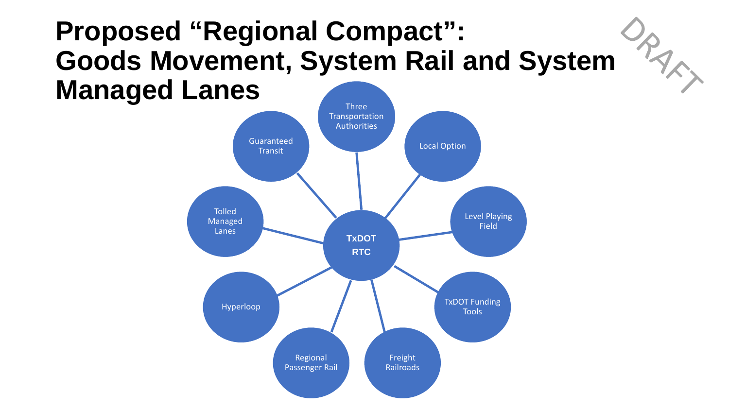# Proposed "Regional Compact": Goods Movement, System Rail and System Managed Lanes

DRAFT

**TxDOT RTC**

- Three Transportation Authorities
- Local Option
- Level Playing Field
- TxDOT Funding Tools
- Freight Railroads
- Regional Passenger Rail
- Hyperloop
- Tolled Managed Lanes
- Guaranteed Transit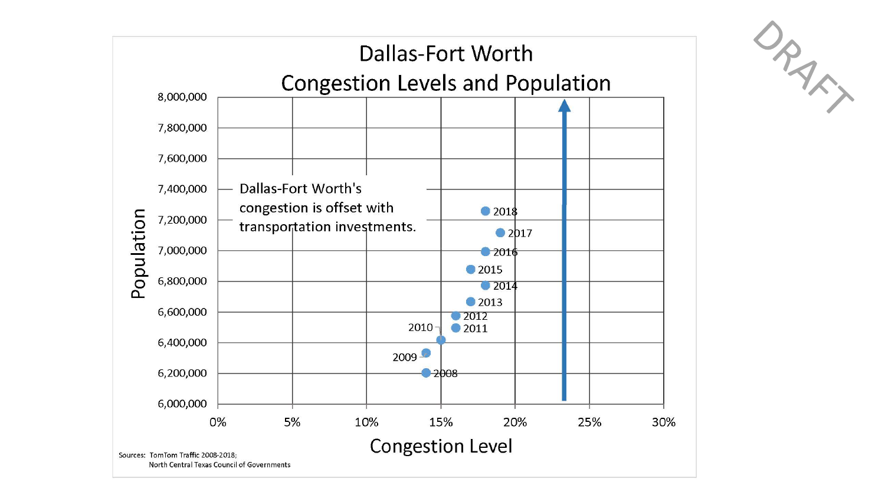# Dallas-Fort Worth Congestion Levels and Population

Dallas-Fort Worth's congestion is offset with transportation investments.

| Year | Population | Congestion Level |
| --- | --- | --- |
| 2008 | 6,200,000 | 14% |
| 2009 | 6,330,000 | 14% |
| 2010 | 6,420,000 | 15% |
| 2011 | 6,500,000 | 16% |
| 2012 | 6,580,000 | 16% |
| 2013 | 6,670,000 | 17% |
| 2014 | 6,770,000 | 18% |
| 2015 | 6,880,000 | 17% |
| 2016 | 6,990,000 | 18% |
| 2017 | 7,120,000 | 19% |
| 2018 | 7,260,000 | 18% |

Sources: TomTom Traffic 2008-2018; North Central Texas Council of Governments

DRAFT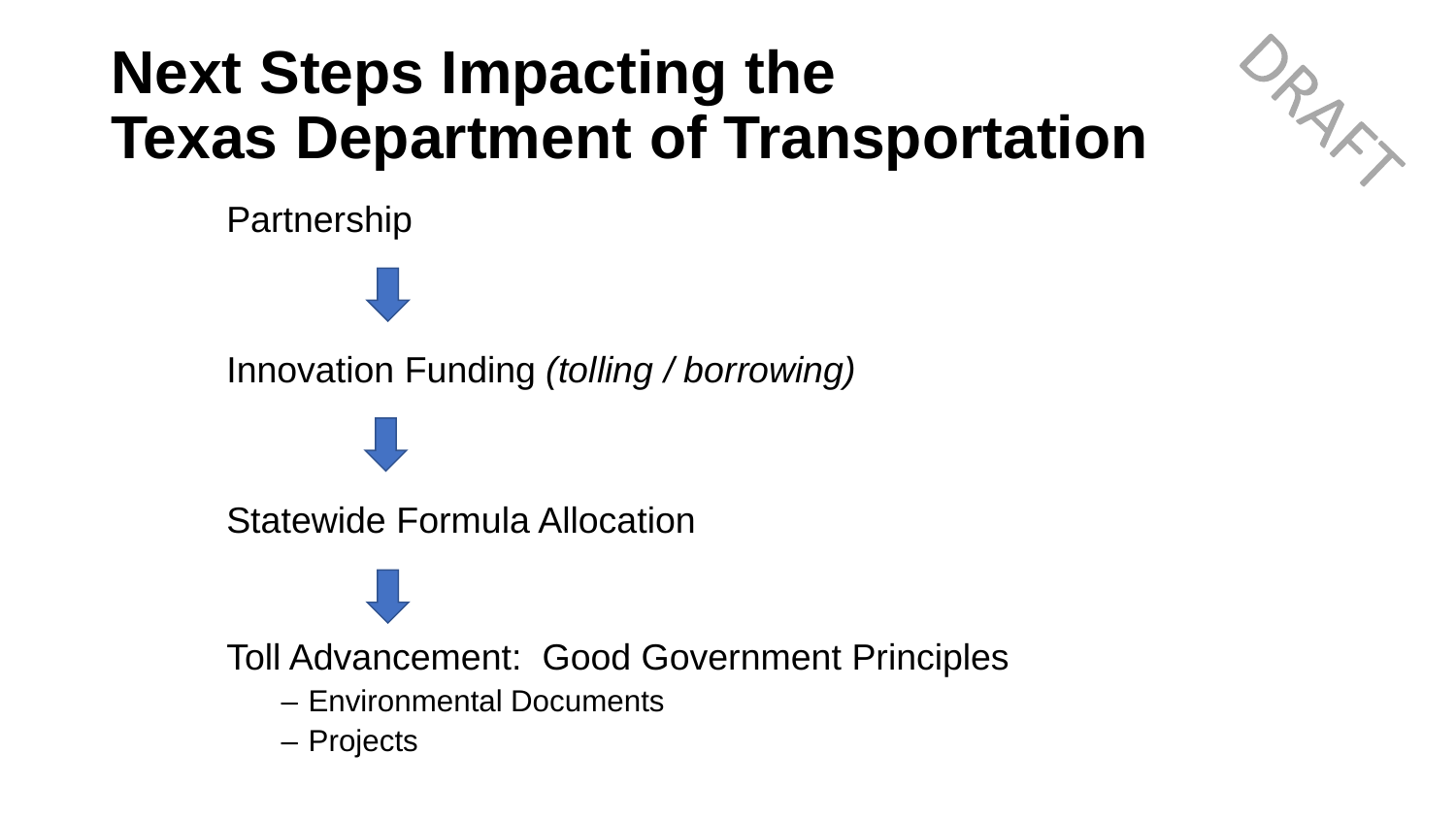# Next Steps Impacting the Texas Department of Transportation

DRAFT

Partnership

↓

Innovation Funding *(tolling / borrowing)*

↓

Statewide Formula Allocation

↓

Toll Advancement: Good Government Principles

- Environmental Documents
- Projects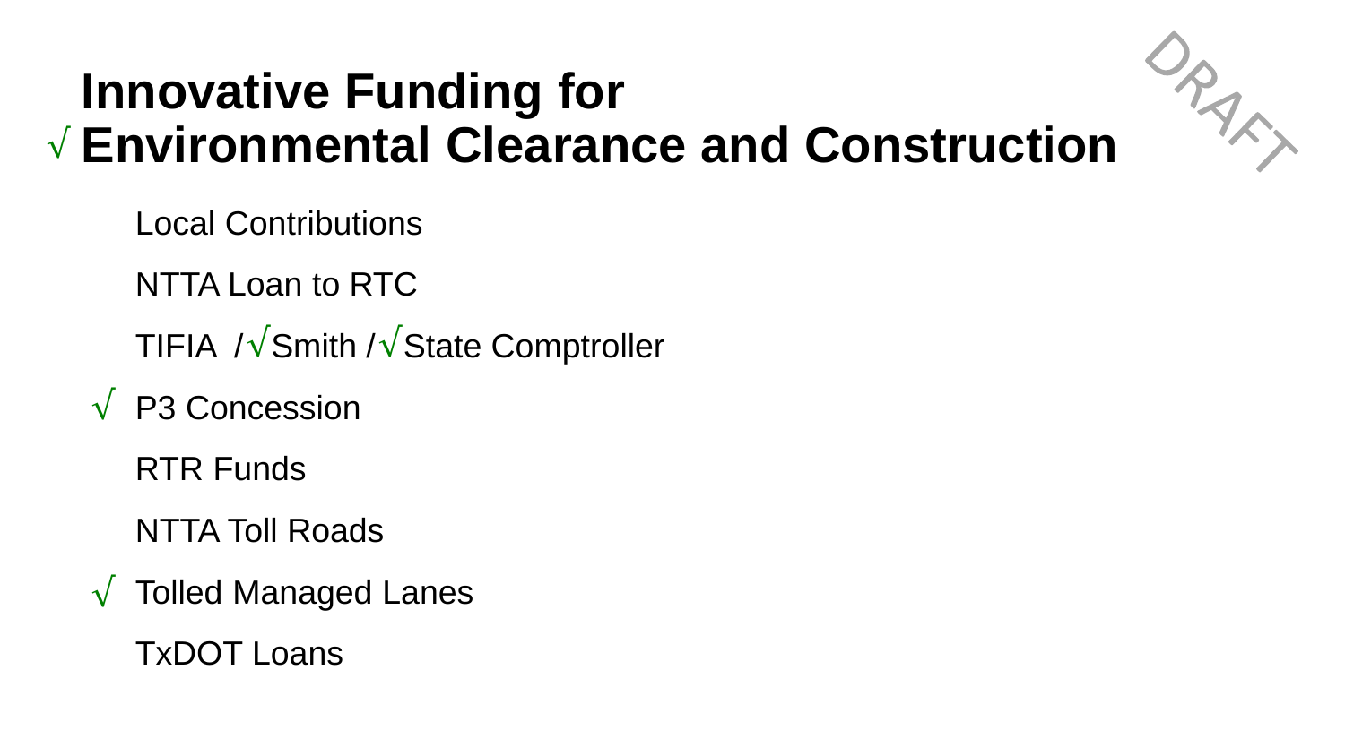# Innovative Funding for √ Environmental Clearance and Construction

DRAFT

- Local Contributions
- NTTA Loan to RTC
- TIFIA /√Smith /√State Comptroller
- √ P3 Concession
- RTR Funds
- NTTA Toll Roads
- √ Tolled Managed Lanes
- TxDOT Loans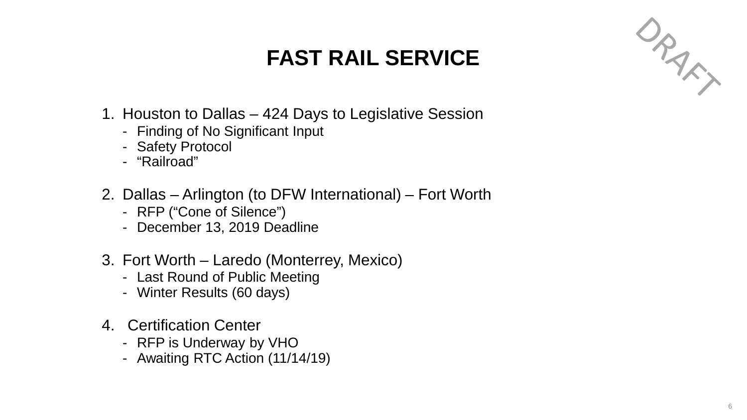# FAST RAIL SERVICE

DRAFT

1. Houston to Dallas – 424 Days to Legislative Session
   - Finding of No Significant Input
   - Safety Protocol
   - “Railroad”

2. Dallas – Arlington (to DFW International) – Fort Worth
   - RFP (“Cone of Silence”)
   - December 13, 2019 Deadline

3. Fort Worth – Laredo (Monterrey, Mexico)
   - Last Round of Public Meeting
   - Winter Results (60 days)

4. Certification Center
   - RFP is Underway by VHO
   - Awaiting RTC Action (11/14/19)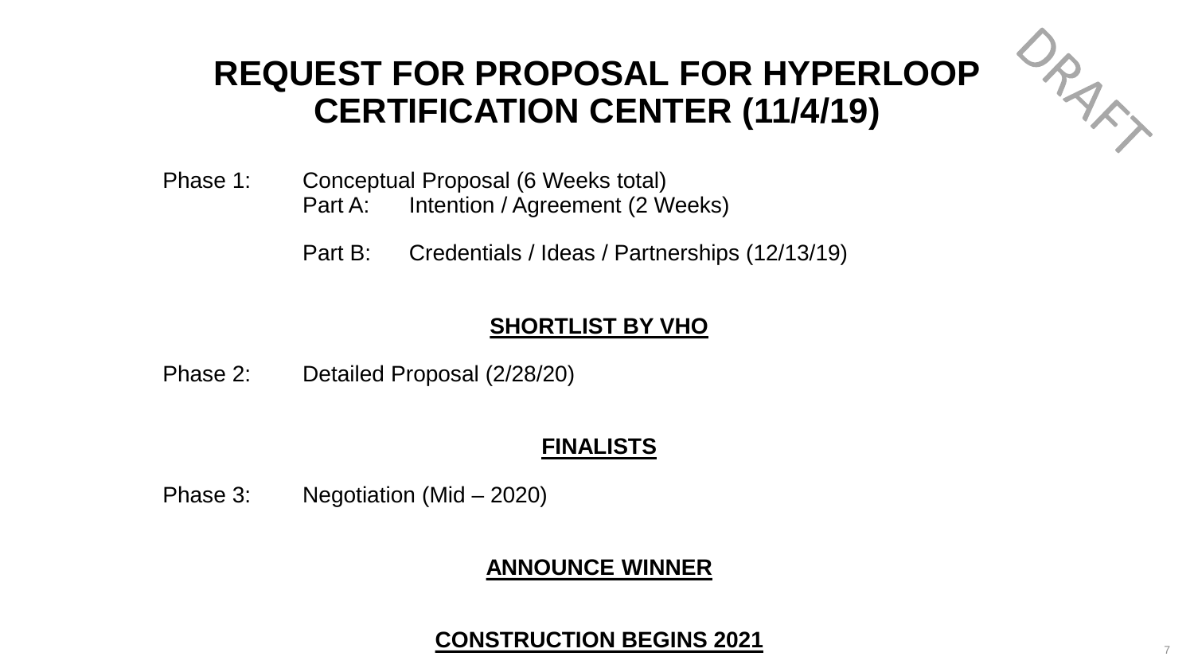# REQUEST FOR PROPOSAL FOR HYPERLOOP CERTIFICATION CENTER (11/4/19)

DRAFT

Phase 1: Conceptual Proposal (6 Weeks total)

- Part A: Intention / Agreement (2 Weeks)
- Part B: Credentials / Ideas / Partnerships (12/13/19)

**SHORTLIST BY VHO**

Phase 2: Detailed Proposal (2/28/20)

**FINALISTS**

Phase 3: Negotiation (Mid – 2020)

**ANNOUNCE WINNER**

**CONSTRUCTION BEGINS 2021**